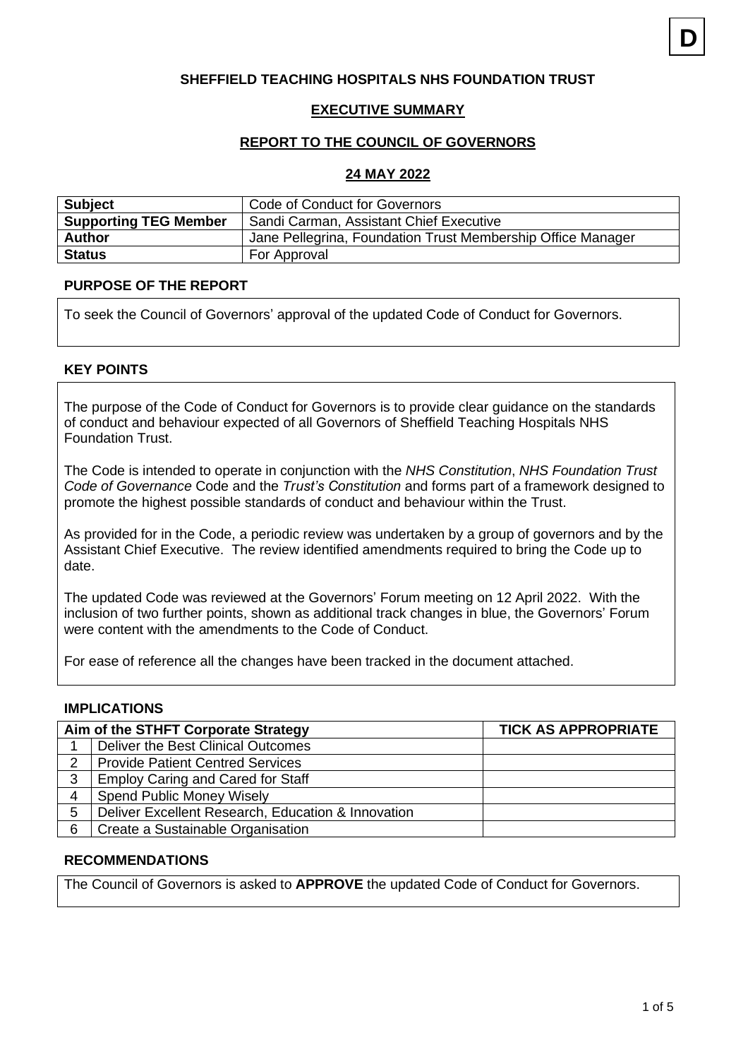**D**

**SHEFFIELD TEACHING HOSPITALS NHS FOUNDATION TRUST**

**EXECUTIVE SUMMARY**

**REPORT TO THE COUNCIL OF GOVERNORS**

**24 MAY 2022**

| **Subject** | Code of Conduct for Governors |
|---|---|
| **Supporting TEG Member** | Sandi Carman, Assistant Chief Executive |
| **Author** | Jane Pellegrina, Foundation Trust Membership Office Manager |
| **Status** | For Approval |

**PURPOSE OF THE REPORT**

To seek the Council of Governors' approval of the updated Code of Conduct for Governors.

**KEY POINTS**

The purpose of the Code of Conduct for Governors is to provide clear guidance on the standards of conduct and behaviour expected of all Governors of Sheffield Teaching Hospitals NHS Foundation Trust.

The Code is intended to operate in conjunction with the *NHS Constitution*, *NHS Foundation Trust Code of Governance* Code and the *Trust's Constitution* and forms part of a framework designed to promote the highest possible standards of conduct and behaviour within the Trust.

As provided for in the Code, a periodic review was undertaken by a group of governors and by the Assistant Chief Executive. The review identified amendments required to bring the Code up to date.

The updated Code was reviewed at the Governors' Forum meeting on 12 April 2022. With the inclusion of two further points, shown as additional track changes in blue, the Governors' Forum were content with the amendments to the Code of Conduct.

For ease of reference all the changes have been tracked in the document attached.

**IMPLICATIONS**

| Aim of the STHFT Corporate Strategy | | TICK AS APPROPRIATE |
|---|---|---|
| 1 | Deliver the Best Clinical Outcomes | |
| 2 | Provide Patient Centred Services | |
| 3 | Employ Caring and Cared for Staff | |
| 4 | Spend Public Money Wisely | |
| 5 | Deliver Excellent Research, Education & Innovation | |
| 6 | Create a Sustainable Organisation | |

**RECOMMENDATIONS**

The Council of Governors is asked to **APPROVE** the updated Code of Conduct for Governors.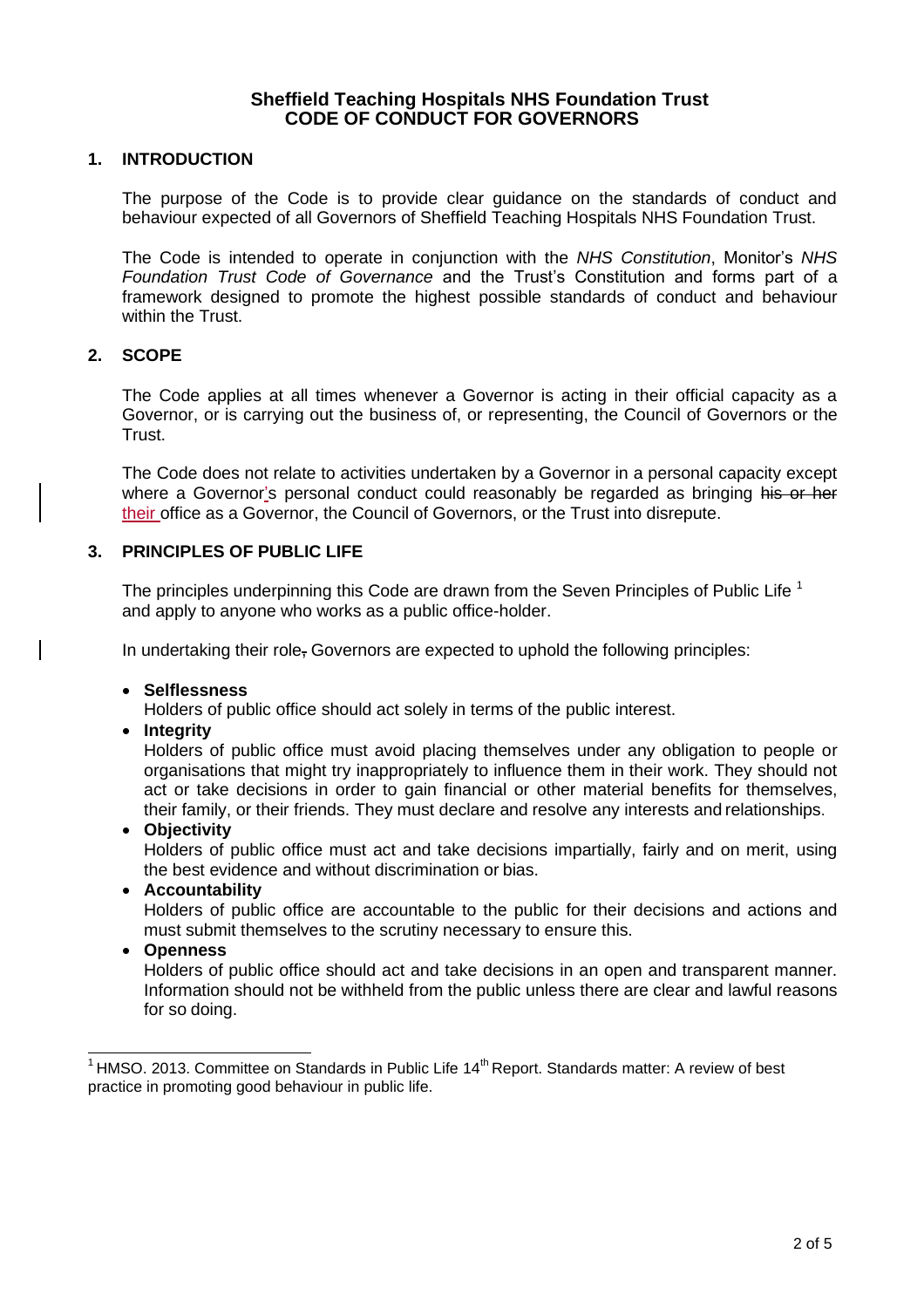**Sheffield Teaching Hospitals NHS Foundation Trust**
**CODE OF CONDUCT FOR GOVERNORS**

## 1. INTRODUCTION

The purpose of the Code is to provide clear guidance on the standards of conduct and behaviour expected of all Governors of Sheffield Teaching Hospitals NHS Foundation Trust.

The Code is intended to operate in conjunction with the *NHS Constitution*, Monitor's *NHS Foundation Trust Code of Governance* and the Trust's Constitution and forms part of a framework designed to promote the highest possible standards of conduct and behaviour within the Trust.

## 2. SCOPE

The Code applies at all times whenever a Governor is acting in their official capacity as a Governor, or is carrying out the business of, or representing, the Council of Governors or the Trust.

The Code does not relate to activities undertaken by a Governor in a personal capacity except where a Governor's personal conduct could reasonably be regarded as bringing ~~his or her~~ their office as a Governor, the Council of Governors, or the Trust into disrepute.

## 3. PRINCIPLES OF PUBLIC LIFE

The principles underpinning this Code are drawn from the Seven Principles of Public Life [1] and apply to anyone who works as a public office-holder.

In undertaking their role~~,~~ Governors are expected to uphold the following principles:

- **Selflessness**
  Holders of public office should act solely in terms of the public interest.
- **Integrity**
  Holders of public office must avoid placing themselves under any obligation to people or organisations that might try inappropriately to influence them in their work. They should not act or take decisions in order to gain financial or other material benefits for themselves, their family, or their friends. They must declare and resolve any interests and relationships.
- **Objectivity**
  Holders of public office must act and take decisions impartially, fairly and on merit, using the best evidence and without discrimination or bias.
- **Accountability**
  Holders of public office are accountable to the public for their decisions and actions and must submit themselves to the scrutiny necessary to ensure this.
- **Openness**
  Holders of public office should act and take decisions in an open and transparent manner. Information should not be withheld from the public unless there are clear and lawful reasons for so doing.

---

[1] HMSO. 2013. Committee on Standards in Public Life 14th Report. Standards matter: A review of best practice in promoting good behaviour in public life.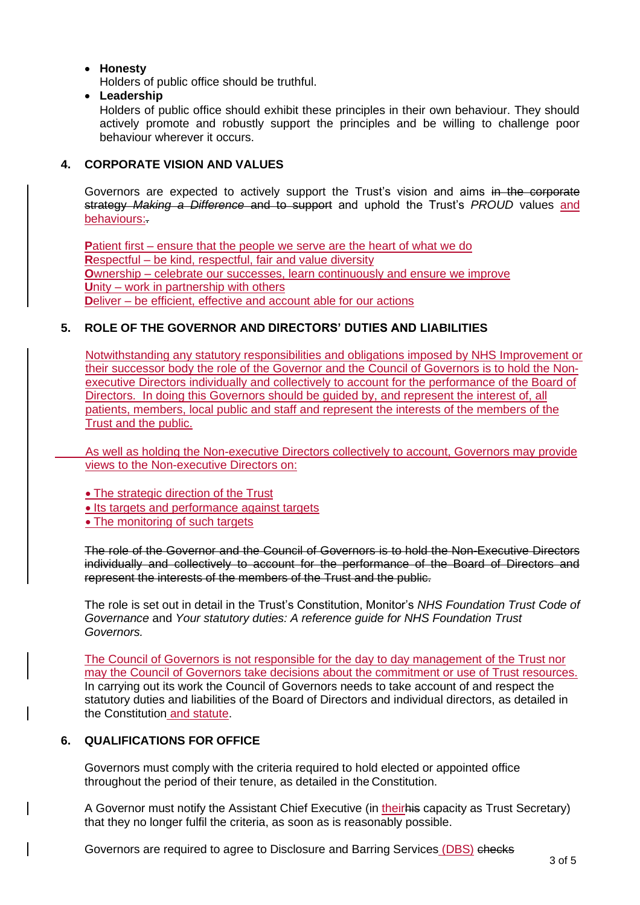- **Honesty**
  Holders of public office should be truthful.
- **Leadership**
  Holders of public office should exhibit these principles in their own behaviour. They should actively promote and robustly support the principles and be willing to challenge poor behaviour wherever it occurs.

## 4. CORPORATE VISION AND VALUES

Governors are expected to actively support the Trust's vision and aims ~~in the corporate strategy *Making a Difference* and to support~~ and uphold the Trust's *PROUD* values and behaviours:~~.~~

**P**atient first – ensure that the people we serve are the heart of what we do
**R**espectful – be kind, respectful, fair and value diversity
**O**wnership – celebrate our successes, learn continuously and ensure we improve
**U**nity – work in partnership with others
**D**eliver – be efficient, effective and account able for our actions

## 5. ROLE OF THE GOVERNOR AND DIRECTORS' DUTIES AND LIABILITIES

Notwithstanding any statutory responsibilities and obligations imposed by NHS Improvement or their successor body the role of the Governor and the Council of Governors is to hold the Non-executive Directors individually and collectively to account for the performance of the Board of Directors. In doing this Governors should be guided by, and represent the interest of, all patients, members, local public and staff and represent the interests of the members of the Trust and the public.

As well as holding the Non-executive Directors collectively to account, Governors may provide views to the Non-executive Directors on:

- The strategic direction of the Trust
- Its targets and performance against targets
- The monitoring of such targets

~~The role of the Governor and the Council of Governors is to hold the Non-Executive Directors individually and collectively to account for the performance of the Board of Directors and represent the interests of the members of the Trust and the public.~~

The role is set out in detail in the Trust's Constitution, Monitor's *NHS Foundation Trust Code of Governance* and *Your statutory duties: A reference guide for NHS Foundation Trust Governors.*

The Council of Governors is not responsible for the day to day management of the Trust nor may the Council of Governors take decisions about the commitment or use of Trust resources. In carrying out its work the Council of Governors needs to take account of and respect the statutory duties and liabilities of the Board of Directors and individual directors, as detailed in the Constitution and statute.

## 6. QUALIFICATIONS FOR OFFICE

Governors must comply with the criteria required to hold elected or appointed office throughout the period of their tenure, as detailed in the Constitution.

A Governor must notify the Assistant Chief Executive (in their~~his~~ capacity as Trust Secretary) that they no longer fulfil the criteria, as soon as is reasonably possible.

Governors are required to agree to Disclosure and Barring Services (DBS) ~~checks~~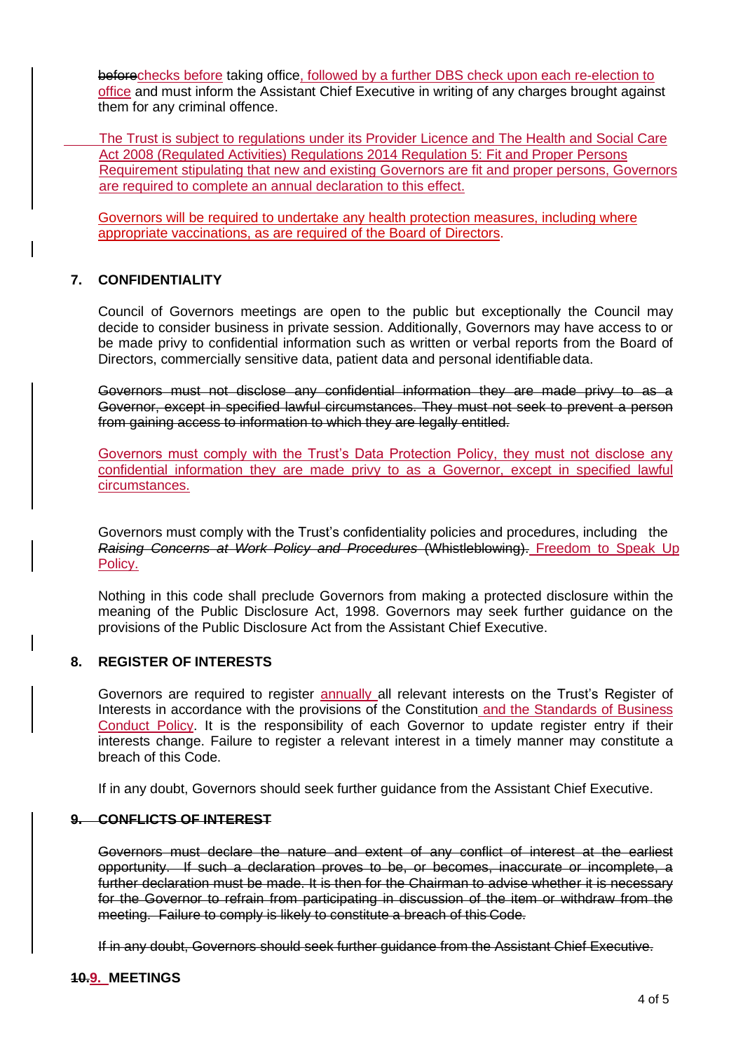~~before~~checks before taking office, followed by a further DBS check upon each re-election to office and must inform the Assistant Chief Executive in writing of any charges brought against them for any criminal offence.

The Trust is subject to regulations under its Provider Licence and The Health and Social Care Act 2008 (Regulated Activities) Regulations 2014 Regulation 5: Fit and Proper Persons Requirement stipulating that new and existing Governors are fit and proper persons, Governors are required to complete an annual declaration to this effect.

Governors will be required to undertake any health protection measures, including where appropriate vaccinations, as are required of the Board of Directors.

## 7. CONFIDENTIALITY

Council of Governors meetings are open to the public but exceptionally the Council may decide to consider business in private session. Additionally, Governors may have access to or be made privy to confidential information such as written or verbal reports from the Board of Directors, commercially sensitive data, patient data and personal identifiable data.

~~Governors must not disclose any confidential information they are made privy to as a Governor, except in specified lawful circumstances. They must not seek to prevent a person from gaining access to information to which they are legally entitled.~~

Governors must comply with the Trust's Data Protection Policy, they must not disclose any confidential information they are made privy to as a Governor, except in specified lawful circumstances.

Governors must comply with the Trust's confidentiality policies and procedures, including the ~~*Raising Concerns at Work Policy and Procedures* (Whistleblowing).~~ Freedom to Speak Up Policy.

Nothing in this code shall preclude Governors from making a protected disclosure within the meaning of the Public Disclosure Act, 1998. Governors may seek further guidance on the provisions of the Public Disclosure Act from the Assistant Chief Executive.

## 8. REGISTER OF INTERESTS

Governors are required to register annually all relevant interests on the Trust's Register of Interests in accordance with the provisions of the Constitution and the Standards of Business Conduct Policy. It is the responsibility of each Governor to update register entry if their interests change. Failure to register a relevant interest in a timely manner may constitute a breach of this Code.

If in any doubt, Governors should seek further guidance from the Assistant Chief Executive.

## ~~9. CONFLICTS OF INTEREST~~

~~Governors must declare the nature and extent of any conflict of interest at the earliest opportunity. If such a declaration proves to be, or becomes, inaccurate or incomplete, a further declaration must be made. It is then for the Chairman to advise whether it is necessary for the Governor to refrain from participating in discussion of the item or withdraw from the meeting. Failure to comply is likely to constitute a breach of this Code.~~

~~If in any doubt, Governors should seek further guidance from the Assistant Chief Executive.~~

## ~~10.~~9. MEETINGS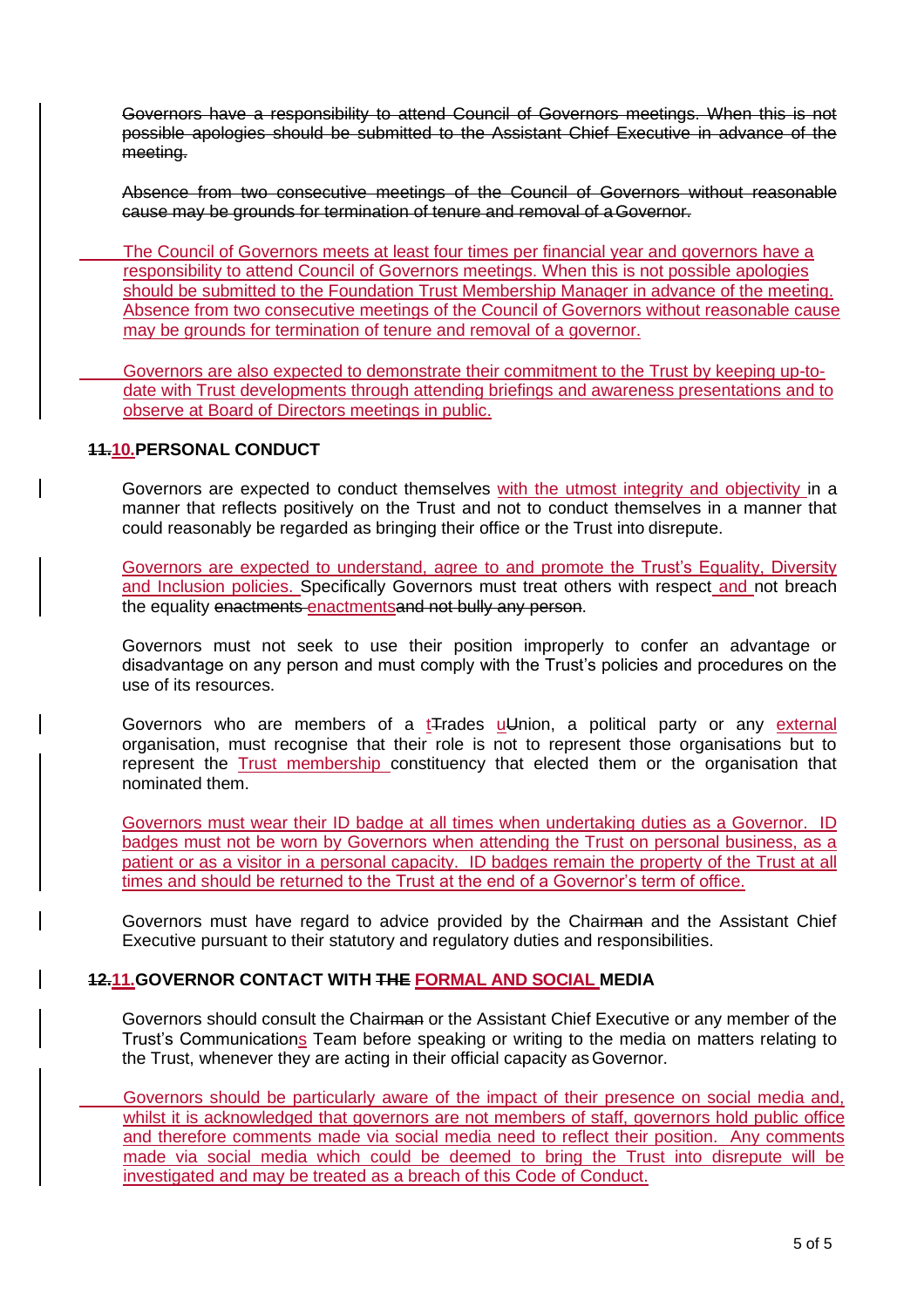~~Governors have a responsibility to attend Council of Governors meetings. When this is not possible apologies should be submitted to the Assistant Chief Executive in advance of the meeting.~~

~~Absence from two consecutive meetings of the Council of Governors without reasonable cause may be grounds for termination of tenure and removal of a Governor.~~

The Council of Governors meets at least four times per financial year and governors have a responsibility to attend Council of Governors meetings. When this is not possible apologies should be submitted to the Foundation Trust Membership Manager in advance of the meeting. Absence from two consecutive meetings of the Council of Governors without reasonable cause may be grounds for termination of tenure and removal of a governor.

Governors are also expected to demonstrate their commitment to the Trust by keeping up-to-date with Trust developments through attending briefings and awareness presentations and to observe at Board of Directors meetings in public.

## ~~11.~~10.PERSONAL CONDUCT

Governors are expected to conduct themselves with the utmost integrity and objectivity in a manner that reflects positively on the Trust and not to conduct themselves in a manner that could reasonably be regarded as bringing their office or the Trust into disrepute.

Governors are expected to understand, agree to and promote the Trust's Equality, Diversity and Inclusion policies. Specifically Governors must treat others with respect and not breach the equality ~~enactments~~ enactments~~and not bully any person~~.

Governors must not seek to use their position improperly to confer an advantage or disadvantage on any person and must comply with the Trust's policies and procedures on the use of its resources.

Governors who are members of a t~~T~~rades u~~U~~nion, a political party or any external organisation, must recognise that their role is not to represent those organisations but to represent the Trust membership constituency that elected them or the organisation that nominated them.

Governors must wear their ID badge at all times when undertaking duties as a Governor. ID badges must not be worn by Governors when attending the Trust on personal business, as a patient or as a visitor in a personal capacity. ID badges remain the property of the Trust at all times and should be returned to the Trust at the end of a Governor's term of office.

Governors must have regard to advice provided by the Chair~~man~~ and the Assistant Chief Executive pursuant to their statutory and regulatory duties and responsibilities.

## ~~12.~~11.GOVERNOR CONTACT WITH ~~THE~~ FORMAL AND SOCIAL MEDIA

Governors should consult the Chair~~man~~ or the Assistant Chief Executive or any member of the Trust's Communications Team before speaking or writing to the media on matters relating to the Trust, whenever they are acting in their official capacity as Governor.

Governors should be particularly aware of the impact of their presence on social media and, whilst it is acknowledged that governors are not members of staff, governors hold public office and therefore comments made via social media need to reflect their position. Any comments made via social media which could be deemed to bring the Trust into disrepute will be investigated and may be treated as a breach of this Code of Conduct.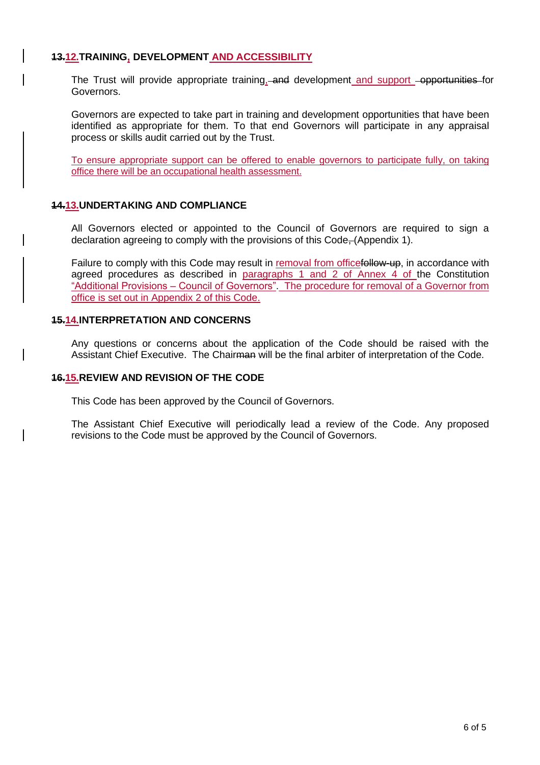## ~~13.~~12. TRAINING, DEVELOPMENT AND ACCESSIBILITY

The Trust will provide appropriate training, ~~and~~ development and support ~~opportunities~~ for Governors.

Governors are expected to take part in training and development opportunities that have been identified as appropriate for them. To that end Governors will participate in any appraisal process or skills audit carried out by the Trust.

To ensure appropriate support can be offered to enable governors to participate fully, on taking office there will be an occupational health assessment.

## ~~14.~~13. UNDERTAKING AND COMPLIANCE

All Governors elected or appointed to the Council of Governors are required to sign a declaration agreeing to comply with the provisions of this Code~~,~~ (Appendix 1).

Failure to comply with this Code may result in removal from office~~follow-up~~, in accordance with agreed procedures as described in paragraphs 1 and 2 of Annex 4 of the Constitution "Additional Provisions – Council of Governors". The procedure for removal of a Governor from office is set out in Appendix 2 of this Code.

## ~~15.~~14. INTERPRETATION AND CONCERNS

Any questions or concerns about the application of the Code should be raised with the Assistant Chief Executive. The Chair~~man~~ will be the final arbiter of interpretation of the Code.

## ~~16.~~15. REVIEW AND REVISION OF THE CODE

This Code has been approved by the Council of Governors.

The Assistant Chief Executive will periodically lead a review of the Code. Any proposed revisions to the Code must be approved by the Council of Governors.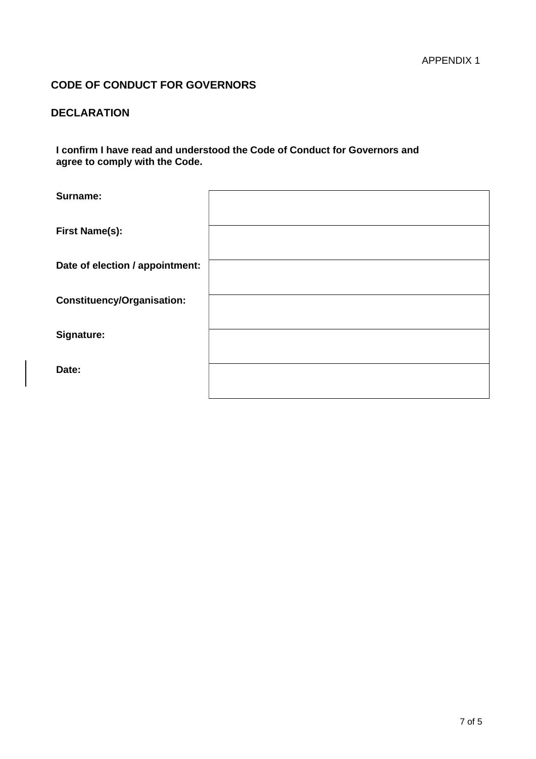APPENDIX 1

## CODE OF CONDUCT FOR GOVERNORS

## DECLARATION

**I confirm I have read and understood the Code of Conduct for Governors and agree to comply with the Code.**

| | |
|---|---|
| **Surname:** | |
| **First Name(s):** | |
| **Date of election / appointment:** | |
| **Constituency/Organisation:** | |
| **Signature:** | |
| **Date:** | |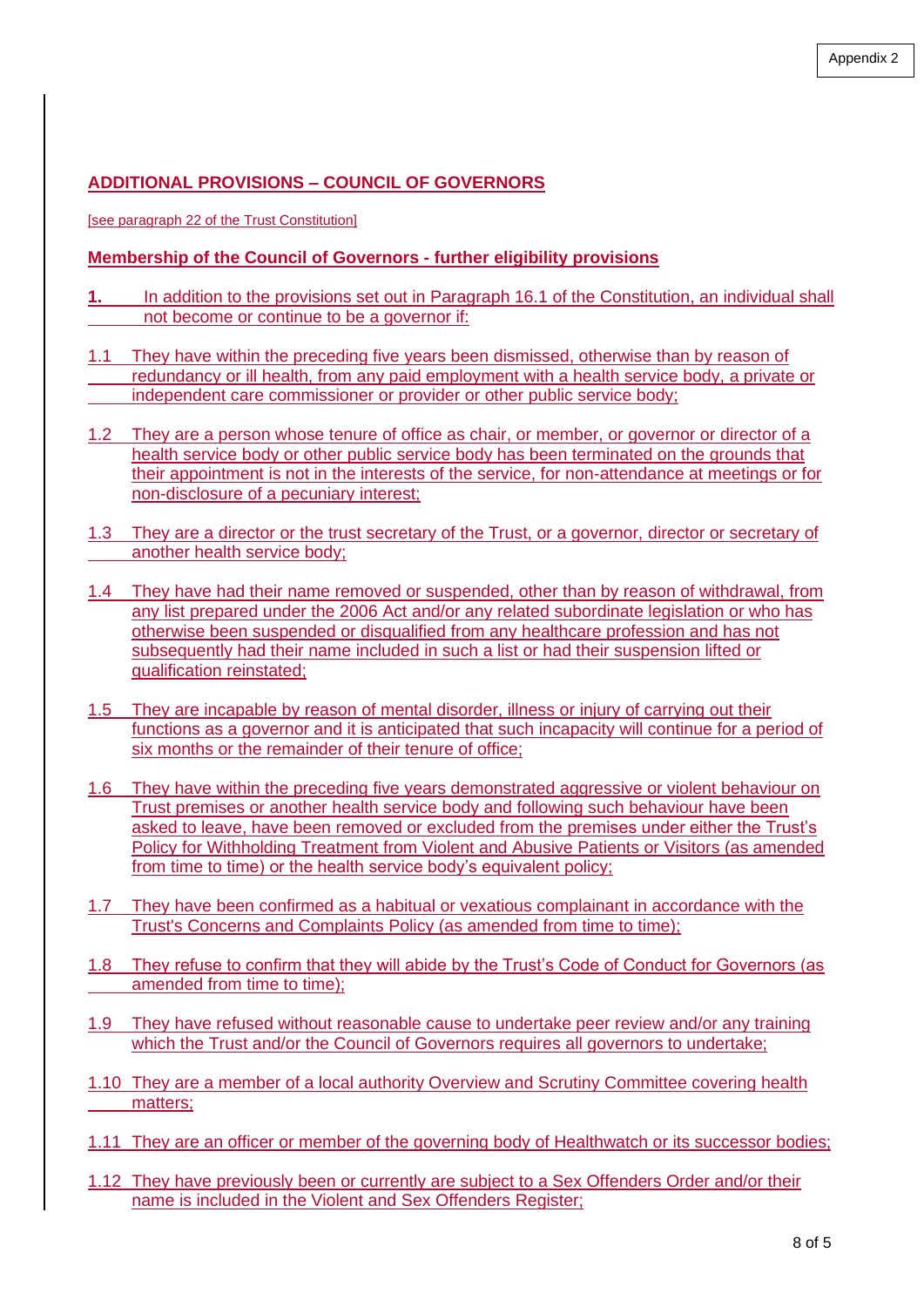Appendix 2

## ADDITIONAL PROVISIONS – COUNCIL OF GOVERNORS

[see paragraph 22 of the Trust Constitution]

### Membership of the Council of Governors - further eligibility provisions

**1.** In addition to the provisions set out in Paragraph 16.1 of the Constitution, an individual shall not become or continue to be a governor if:

1.1 They have within the preceding five years been dismissed, otherwise than by reason of redundancy or ill health, from any paid employment with a health service body, a private or independent care commissioner or provider or other public service body;

1.2 They are a person whose tenure of office as chair, or member, or governor or director of a health service body or other public service body has been terminated on the grounds that their appointment is not in the interests of the service, for non-attendance at meetings or for non-disclosure of a pecuniary interest;

1.3 They are a director or the trust secretary of the Trust, or a governor, director or secretary of another health service body;

1.4 They have had their name removed or suspended, other than by reason of withdrawal, from any list prepared under the 2006 Act and/or any related subordinate legislation or who has otherwise been suspended or disqualified from any healthcare profession and has not subsequently had their name included in such a list or had their suspension lifted or qualification reinstated;

1.5 They are incapable by reason of mental disorder, illness or injury of carrying out their functions as a governor and it is anticipated that such incapacity will continue for a period of six months or the remainder of their tenure of office;

1.6 They have within the preceding five years demonstrated aggressive or violent behaviour on Trust premises or another health service body and following such behaviour have been asked to leave, have been removed or excluded from the premises under either the Trust's Policy for Withholding Treatment from Violent and Abusive Patients or Visitors (as amended from time to time) or the health service body's equivalent policy;

1.7 They have been confirmed as a habitual or vexatious complainant in accordance with the Trust's Concerns and Complaints Policy (as amended from time to time);

1.8 They refuse to confirm that they will abide by the Trust's Code of Conduct for Governors (as amended from time to time);

1.9 They have refused without reasonable cause to undertake peer review and/or any training which the Trust and/or the Council of Governors requires all governors to undertake;

1.10 They are a member of a local authority Overview and Scrutiny Committee covering health matters;

1.11 They are an officer or member of the governing body of Healthwatch or its successor bodies;

1.12 They have previously been or currently are subject to a Sex Offenders Order and/or their name is included in the Violent and Sex Offenders Register;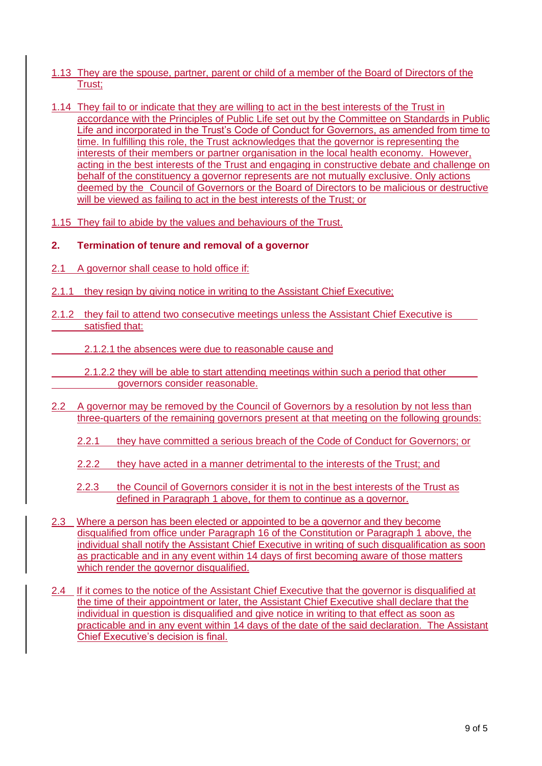1.13 They are the spouse, partner, parent or child of a member of the Board of Directors of the Trust;

1.14 They fail to or indicate that they are willing to act in the best interests of the Trust in accordance with the Principles of Public Life set out by the Committee on Standards in Public Life and incorporated in the Trust's Code of Conduct for Governors, as amended from time to time. In fulfilling this role, the Trust acknowledges that the governor is representing the interests of their members or partner organisation in the local health economy. However, acting in the best interests of the Trust and engaging in constructive debate and challenge on behalf of the constituency a governor represents are not mutually exclusive. Only actions deemed by the Council of Governors or the Board of Directors to be malicious or destructive will be viewed as failing to act in the best interests of the Trust; or

1.15 They fail to abide by the values and behaviours of the Trust.

## 2. Termination of tenure and removal of a governor

2.1 A governor shall cease to hold office if:

2.1.1 they resign by giving notice in writing to the Assistant Chief Executive;

2.1.2 they fail to attend two consecutive meetings unless the Assistant Chief Executive is satisfied that:

2.1.2.1 the absences were due to reasonable cause and

2.1.2.2 they will be able to start attending meetings within such a period that other governors consider reasonable.

2.2 A governor may be removed by the Council of Governors by a resolution by not less than three-quarters of the remaining governors present at that meeting on the following grounds:

2.2.1 they have committed a serious breach of the Code of Conduct for Governors; or

2.2.2 they have acted in a manner detrimental to the interests of the Trust; and

2.2.3 the Council of Governors consider it is not in the best interests of the Trust as defined in Paragraph 1 above, for them to continue as a governor.

2.3 Where a person has been elected or appointed to be a governor and they become disqualified from office under Paragraph 16 of the Constitution or Paragraph 1 above, the individual shall notify the Assistant Chief Executive in writing of such disqualification as soon as practicable and in any event within 14 days of first becoming aware of those matters which render the governor disqualified.

2.4 If it comes to the notice of the Assistant Chief Executive that the governor is disqualified at the time of their appointment or later, the Assistant Chief Executive shall declare that the individual in question is disqualified and give notice in writing to that effect as soon as practicable and in any event within 14 days of the date of the said declaration. The Assistant Chief Executive's decision is final.